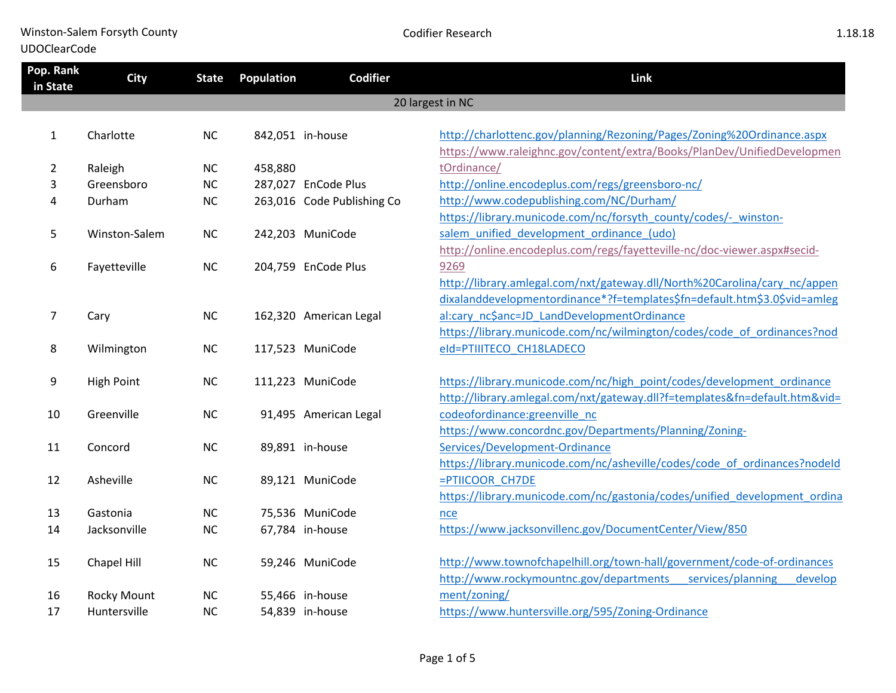Winston-Salem Forsyth County
UDOClearCode

Codifier Research

1.18.18

| Pop. Rank in State | City | State | Population | Codifier | Link |
|---|---|---|---|---|---|
| 20 largest in NC | | | | | |
| 1 | Charlotte | NC | 842,051 | in-house | http://charlottenc.gov/planning/Rezoning/Pages/Zoning%20Ordinance.aspx |
| 2 | Raleigh | NC | 458,880 | | https://www.raleighnc.gov/content/extra/Books/PlanDev/UnifiedDevelopmentOrdinance/ |
| 3 | Greensboro | NC | 287,027 | EnCode Plus | http://online.encodeplus.com/regs/greensboro-nc/ |
| 4 | Durham | NC | 263,016 | Code Publishing Co | http://www.codepublishing.com/NC/Durham/ |
| 5 | Winston-Salem | NC | 242,203 | MuniCode | https://library.municode.com/nc/forsyth_county/codes/-_winston-salem_unified_development_ordinance_(udo) |
| 6 | Fayetteville | NC | 204,759 | EnCode Plus | http://online.encodeplus.com/regs/fayetteville-nc/doc-viewer.aspx#secid-9269 |
| 7 | Cary | NC | 162,320 | American Legal | http://library.amlegal.com/nxt/gateway.dll/North%20Carolina/cary_nc/appendixalanddevelopmentordinance*?f=templates$fn=default.htm$3.0$vid=amlegal:cary_nc$anc=JD_LandDevelopmentOrdinance |
| 8 | Wilmington | NC | 117,523 | MuniCode | https://library.municode.com/nc/wilmington/codes/code_of_ordinances?nodeId=PTIIITECO_CH18LADECO |
| 9 | High Point | NC | 111,223 | MuniCode | https://library.municode.com/nc/high_point/codes/development_ordinance |
| 10 | Greenville | NC | 91,495 | American Legal | http://library.amlegal.com/nxt/gateway.dll?f=templates&fn=default.htm&vid=codeofordinance:greenville_nc |
| 11 | Concord | NC | 89,891 | in-house | https://www.concordnc.gov/Departments/Planning/Zoning-Services/Development-Ordinance |
| 12 | Asheville | NC | 89,121 | MuniCode | https://library.municode.com/nc/asheville/codes/code_of_ordinances?nodeId=PTIICOOR_CH7DE |
| 13 | Gastonia | NC | 75,536 | MuniCode | https://library.municode.com/nc/gastonia/codes/unified_development_ordinance |
| 14 | Jacksonville | NC | 67,784 | in-house | https://www.jacksonvillenc.gov/DocumentCenter/View/850 |
| 15 | Chapel Hill | NC | 59,246 | MuniCode | http://www.townofchapelhill.org/town-hall/government/code-of-ordinances |
| 16 | Rocky Mount | NC | 55,466 | in-house | http://www.rockymountnc.gov/departments___services/planning___development/zoning/ |
| 17 | Huntersville | NC | 54,839 | in-house | https://www.huntersville.org/595/Zoning-Ordinance |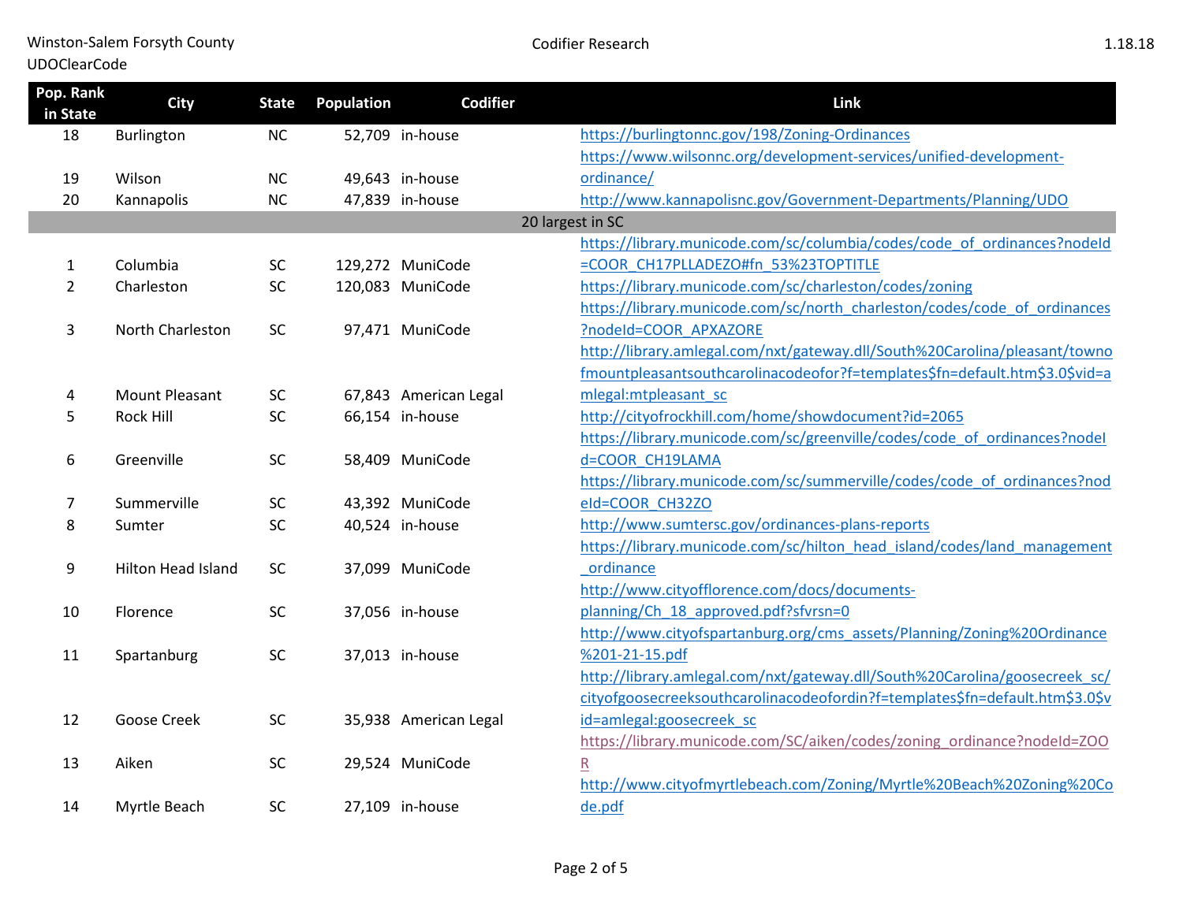| Pop. Rank in State | City | State | Population | Codifier | Link |
|---|---|---|---|---|---|
| 18 | Burlington | NC | 52,709 | in-house | https://burlingtonnc.gov/198/Zoning-Ordinances |
| 19 | Wilson | NC | 49,643 | in-house | https://www.wilsonnc.org/development-services/unified-development-ordinance/ |
| 20 | Kannapolis | NC | 47,839 | in-house | http://www.kannapolisnc.gov/Government-Departments/Planning/UDO |
| | | | | 20 largest in SC | |
| 1 | Columbia | SC | 129,272 | MuniCode | https://library.municode.com/sc/columbia/codes/code_of_ordinances?nodeId=COOR_CH17PLLADEZO#fn_53%23TOPTITLE |
| 2 | Charleston | SC | 120,083 | MuniCode | https://library.municode.com/sc/charleston/codes/zoning |
| 3 | North Charleston | SC | 97,471 | MuniCode | https://library.municode.com/sc/north_charleston/codes/code_of_ordinances?nodeId=COOR_APXAZORE |
| 4 | Mount Pleasant | SC | 67,843 | American Legal | http://library.amlegal.com/nxt/gateway.dll/South%20Carolina/pleasant/townofmountpleasantsouthcarolinacodeofor?f=templates$fn=default.htm$3.0$vid=amlegal:mtpleasant_sc |
| 5 | Rock Hill | SC | 66,154 | in-house | http://cityofrockhill.com/home/showdocument?id=2065 |
| 6 | Greenville | SC | 58,409 | MuniCode | https://library.municode.com/sc/greenville/codes/code_of_ordinances?nodeId=COOR_CH19LAMA |
| 7 | Summerville | SC | 43,392 | MuniCode | https://library.municode.com/sc/summerville/codes/code_of_ordinances?nodeId=COOR_CH32ZO |
| 8 | Sumter | SC | 40,524 | in-house | http://www.sumtersc.gov/ordinances-plans-reports |
| 9 | Hilton Head Island | SC | 37,099 | MuniCode | https://library.municode.com/sc/hilton_head_island/codes/land_management_ordinance |
| 10 | Florence | SC | 37,056 | in-house | http://www.cityofflorence.com/docs/documents-planning/Ch_18_approved.pdf?sfvrsn=0 |
| 11 | Spartanburg | SC | 37,013 | in-house | http://www.cityofspartanburg.org/cms_assets/Planning/Zoning%20Ordinance%201-21-15.pdf |
| 12 | Goose Creek | SC | 35,938 | American Legal | http://library.amlegal.com/nxt/gateway.dll/South%20Carolina/goosecreek_sc/cityofgoosecreeksouthcarolinacodeofordin?f=templates$fn=default.htm$3.0$vid=amlegal:goosecreek_sc |
| 13 | Aiken | SC | 29,524 | MuniCode | https://library.municode.com/SC/aiken/codes/zoning_ordinance?nodeId=ZOOR |
| 14 | Myrtle Beach | SC | 27,109 | in-house | http://www.cityofmyrtlebeach.com/Zoning/Myrtle%20Beach%20Zoning%20Code.pdf |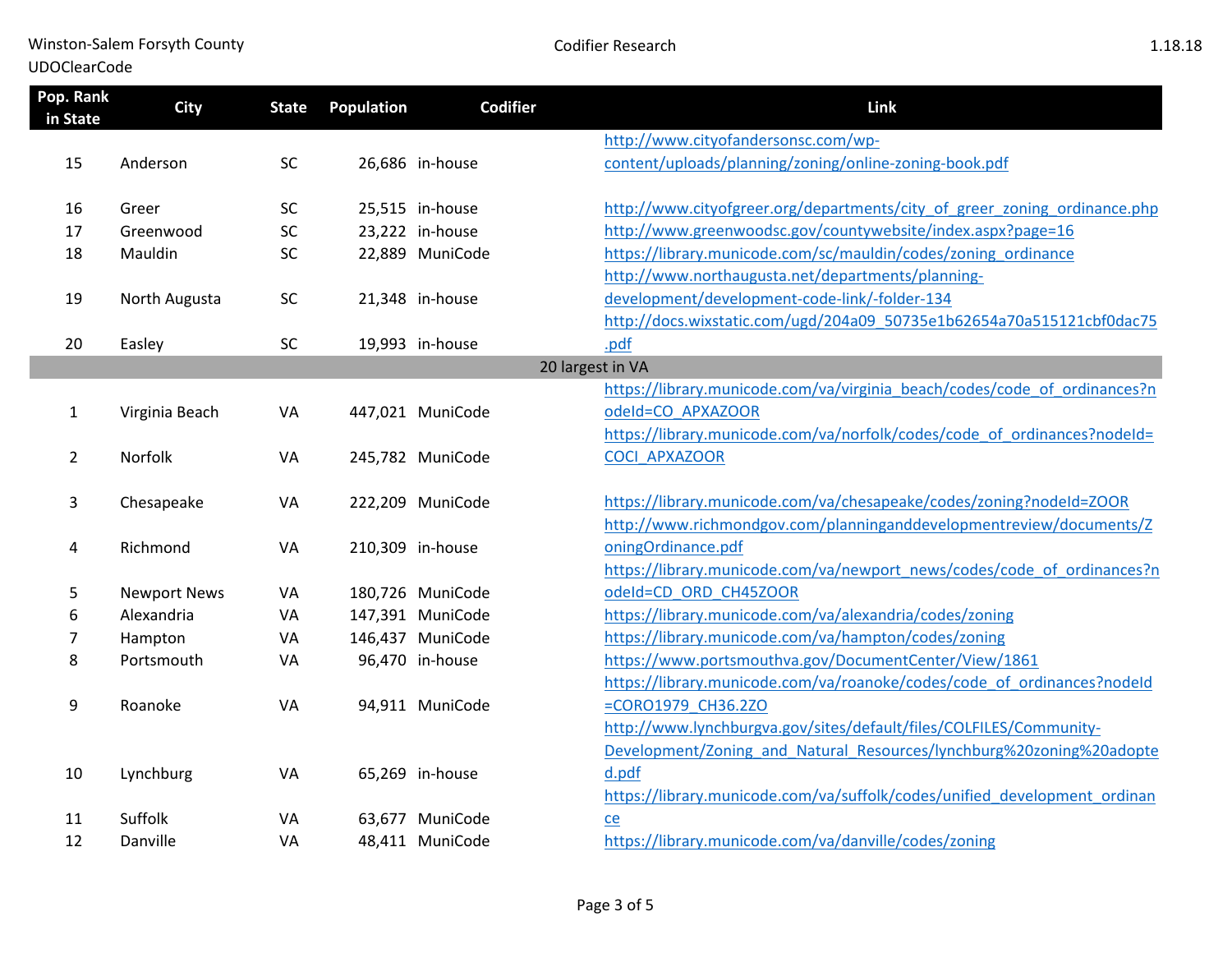| Pop. Rank in State | City | State | Population | Codifier | Link |
|---|---|---|---|---|---|
| 15 | Anderson | SC | 26,686 | in-house | http://www.cityofandersonsc.com/wp-content/uploads/planning/zoning/online-zoning-book.pdf |
| 16 | Greer | SC | 25,515 | in-house | http://www.cityofgreer.org/departments/city_of_greer_zoning_ordinance.php |
| 17 | Greenwood | SC | 23,222 | in-house | http://www.greenwoodsc.gov/countywebsite/index.aspx?page=16 |
| 18 | Mauldin | SC | 22,889 | MuniCode | https://library.municode.com/sc/mauldin/codes/zoning_ordinance |
| 19 | North Augusta | SC | 21,348 | in-house | http://www.northaugusta.net/departments/planning-development/development-code-link/-folder-134 |
| 20 | Easley | SC | 19,993 | in-house | http://docs.wixstatic.com/ugd/204a09_50735e1b62654a70a515121cbf0dac75.pdf |
| | | | 20 largest in VA | | |
| 1 | Virginia Beach | VA | 447,021 | MuniCode | https://library.municode.com/va/virginia_beach/codes/code_of_ordinances?nodeId=CO_APXAZOOR |
| 2 | Norfolk | VA | 245,782 | MuniCode | https://library.municode.com/va/norfolk/codes/code_of_ordinances?nodeId=COCI_APXAZOOR |
| 3 | Chesapeake | VA | 222,209 | MuniCode | https://library.municode.com/va/chesapeake/codes/zoning?nodeId=ZOOR |
| 4 | Richmond | VA | 210,309 | in-house | http://www.richmondgov.com/planninganddevelopmentreview/documents/ZoningOrdinance.pdf |
| 5 | Newport News | VA | 180,726 | MuniCode | https://library.municode.com/va/newport_news/codes/code_of_ordinances?nodeId=CD_ORD_CH45ZOOR |
| 6 | Alexandria | VA | 147,391 | MuniCode | https://library.municode.com/va/alexandria/codes/zoning |
| 7 | Hampton | VA | 146,437 | MuniCode | https://library.municode.com/va/hampton/codes/zoning |
| 8 | Portsmouth | VA | 96,470 | in-house | https://www.portsmouthva.gov/DocumentCenter/View/1861 |
| 9 | Roanoke | VA | 94,911 | MuniCode | https://library.municode.com/va/roanoke/codes/code_of_ordinances?nodeId=CORO1979_CH36.2ZO |
| 10 | Lynchburg | VA | 65,269 | in-house | http://www.lynchburgva.gov/sites/default/files/COLFILES/Community-Development/Zoning_and_Natural_Resources/lynchburg%20zoning%20adopted.pdf |
| 11 | Suffolk | VA | 63,677 | MuniCode | https://library.municode.com/va/suffolk/codes/unified_development_ordinance |
| 12 | Danville | VA | 48,411 | MuniCode | https://library.municode.com/va/danville/codes/zoning |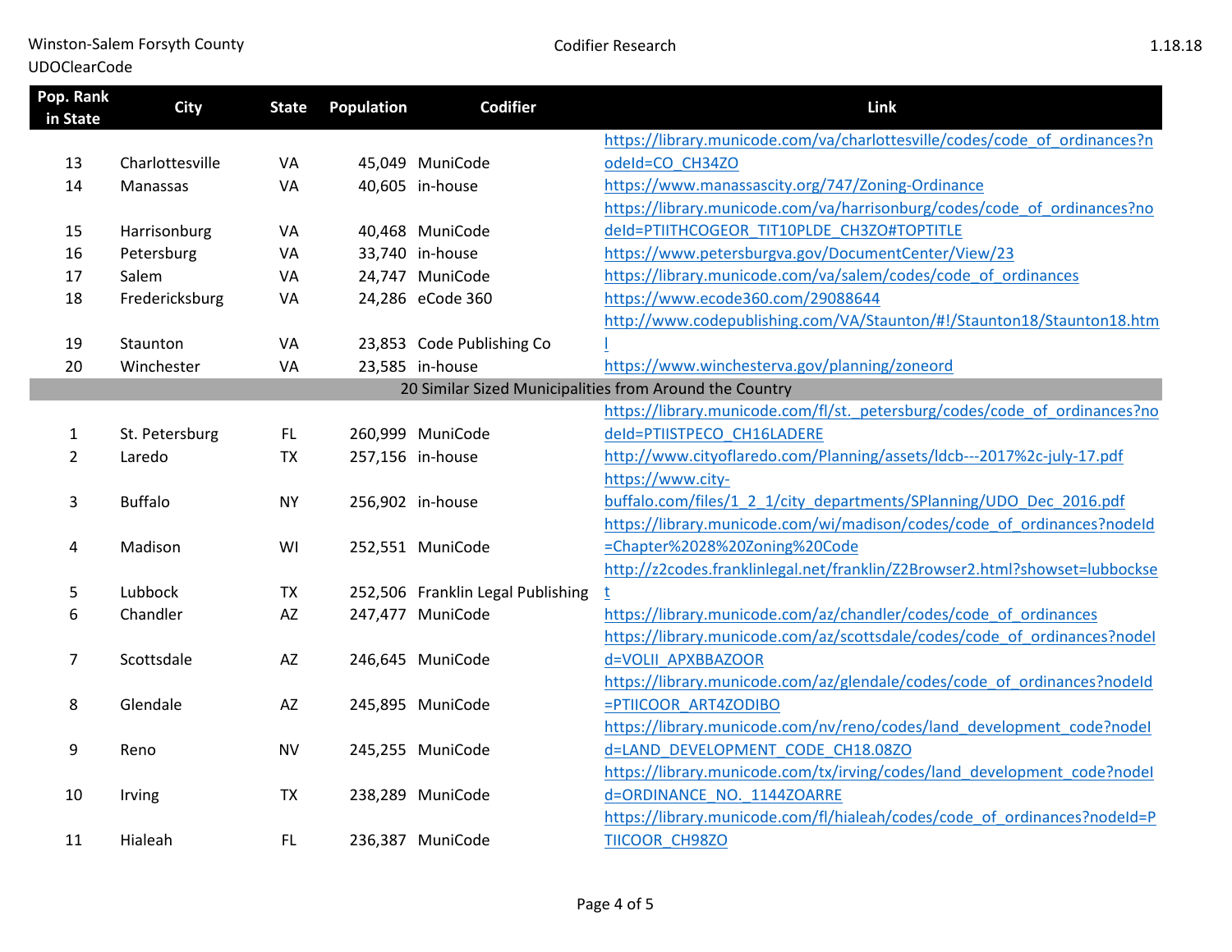| Pop. Rank in State | City | State | Population | Codifier | Link |
|---|---|---|---|---|---|
| 13 | Charlottesville | VA | 45,049 | MuniCode | https://library.municode.com/va/charlottesville/codes/code_of_ordinances?nodeId=CO_CH34ZO |
| 14 | Manassas | VA | 40,605 | in-house | https://www.manassascity.org/747/Zoning-Ordinance |
| 15 | Harrisonburg | VA | 40,468 | MuniCode | https://library.municode.com/va/harrisonburg/codes/code_of_ordinances?nodeId=PTIITHCOGEOR_TIT10PLDE_CH3ZO#TOPTITLE |
| 16 | Petersburg | VA | 33,740 | in-house | https://www.petersburgva.gov/DocumentCenter/View/23 |
| 17 | Salem | VA | 24,747 | MuniCode | https://library.municode.com/va/salem/codes/code_of_ordinances |
| 18 | Fredericksburg | VA | 24,286 | eCode 360 | https://www.ecode360.com/29088644 |
| 19 | Staunton | VA | 23,853 | Code Publishing Co | http://www.codepublishing.com/VA/Staunton/#!/Staunton18/Staunton18.html |
| 20 | Winchester | VA | 23,585 | in-house | https://www.winchesterva.gov/planning/zoneord |
| | | | | 20 Similar Sized Municipalities from Around the Country | |
| 1 | St. Petersburg | FL | 260,999 | MuniCode | https://library.municode.com/fl/st._petersburg/codes/code_of_ordinances?nodeId=PTIISTPECO_CH16LADERE |
| 2 | Laredo | TX | 257,156 | in-house | http://www.cityoflaredo.com/Planning/assets/ldcb---2017%2c-july-17.pdf |
| 3 | Buffalo | NY | 256,902 | in-house | https://www.city-buffalo.com/files/1_2_1/city_departments/SPlanning/UDO_Dec_2016.pdf |
| 4 | Madison | WI | 252,551 | MuniCode | https://library.municode.com/wi/madison/codes/code_of_ordinances?nodeId=Chapter%2028%20Zoning%20Code |
| 5 | Lubbock | TX | 252,506 | Franklin Legal Publishing | http://z2codes.franklinlegal.net/franklin/Z2Browser2.html?showset=lubbockset |
| 6 | Chandler | AZ | 247,477 | MuniCode | https://library.municode.com/az/chandler/codes/code_of_ordinances |
| 7 | Scottsdale | AZ | 246,645 | MuniCode | https://library.municode.com/az/scottsdale/codes/code_of_ordinances?nodeId=VOLII_APXBBAZOOR |
| 8 | Glendale | AZ | 245,895 | MuniCode | https://library.municode.com/az/glendale/codes/code_of_ordinances?nodeId=PTIICOOR_ART4ZODIBO |
| 9 | Reno | NV | 245,255 | MuniCode | https://library.municode.com/nv/reno/codes/land_development_code?nodeId=LAND_DEVELOPMENT_CODE_CH18.08ZO |
| 10 | Irving | TX | 238,289 | MuniCode | https://library.municode.com/tx/irving/codes/land_development_code?nodeId=ORDINANCE_NO._1144ZOARRE |
| 11 | Hialeah | FL | 236,387 | MuniCode | https://library.municode.com/fl/hialeah/codes/code_of_ordinances?nodeId=PTIICOOR_CH98ZO |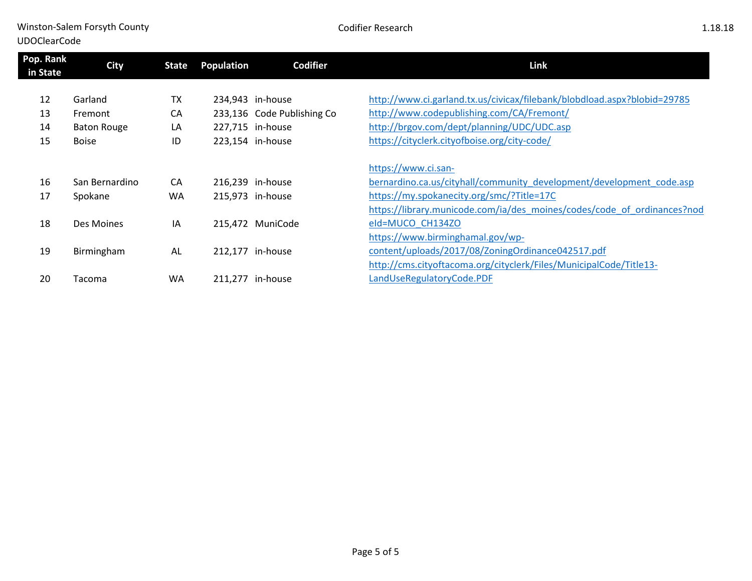| Pop. Rank in State | City | State | Population | Codifier | Link |
| --- | --- | --- | --- | --- | --- |
| 12 | Garland | TX | 234,943 | in-house | http://www.ci.garland.tx.us/civicax/filebank/blobdload.aspx?blobid=29785 |
| 13 | Fremont | CA | 233,136 | Code Publishing Co | http://www.codepublishing.com/CA/Fremont/ |
| 14 | Baton Rouge | LA | 227,715 | in-house | http://brgov.com/dept/planning/UDC/UDC.asp |
| 15 | Boise | ID | 223,154 | in-house | https://cityclerk.cityofboise.org/city-code/ |
| 16 | San Bernardino | CA | 216,239 | in-house | https://www.ci.san-bernardino.ca.us/cityhall/community_development/development_code.asp |
| 17 | Spokane | WA | 215,973 | in-house | https://my.spokanecity.org/smc/?Title=17C |
| 18 | Des Moines | IA | 215,472 | MuniCode | https://library.municode.com/ia/des_moines/codes/code_of_ordinances?nodeId=MUCO_CH134ZO |
| 19 | Birmingham | AL | 212,177 | in-house | https://www.birminghamal.gov/wp-content/uploads/2017/08/ZoningOrdinance042517.pdf |
| 20 | Tacoma | WA | 211,277 | in-house | http://cms.cityoftacoma.org/cityclerk/Files/MunicipalCode/Title13-LandUseRegulatoryCode.PDF |